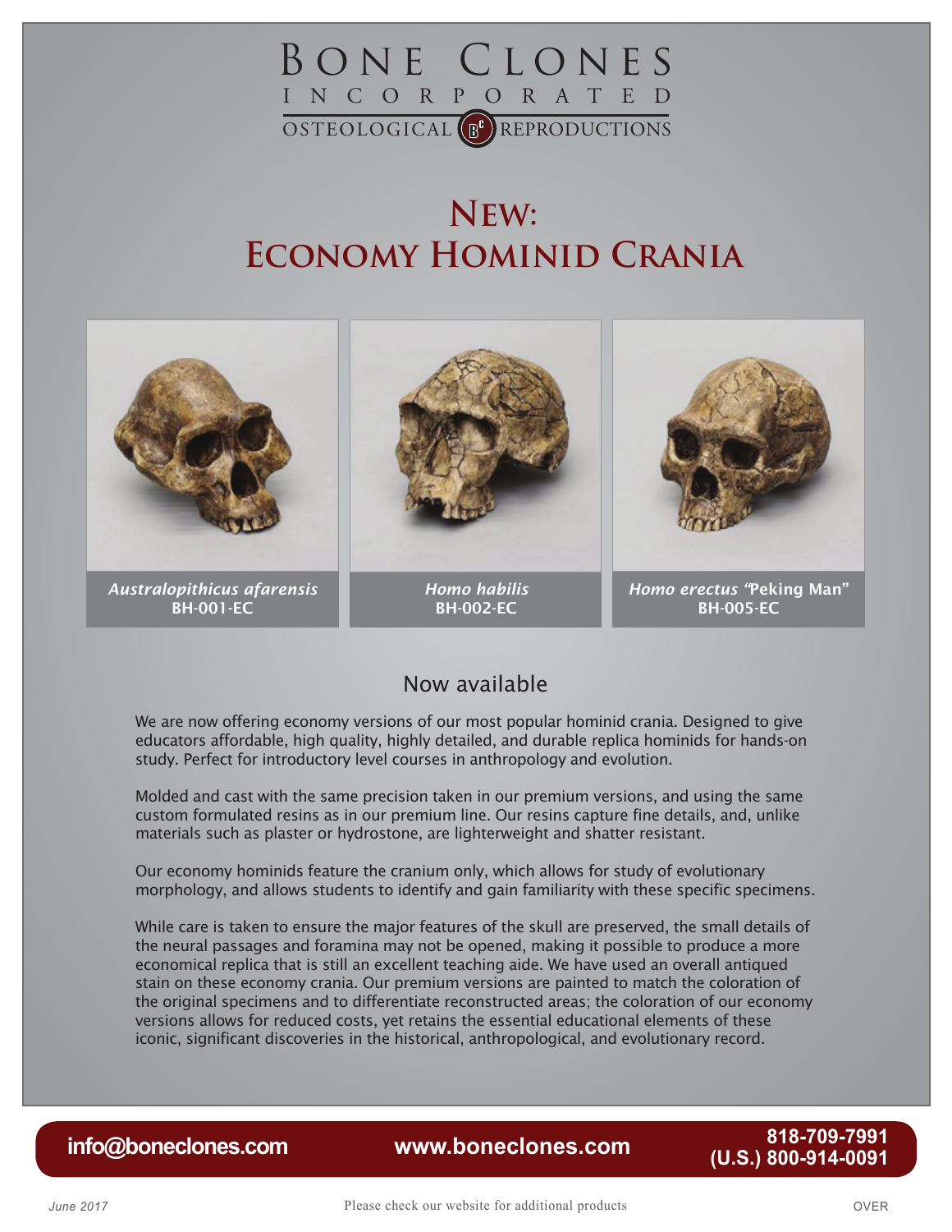# BONE CLONES INCORPORATED

OSTEOLOGICAL REPRODUCTIONS

## NEW: ECONOMY HOMINID CRANIA

*Australopithicus afarensis*
**BH-001-EC**

*Homo habilis*
**BH-002-EC**

*Homo erectus* "Peking Man"
**BH-005-EC**

### Now available

We are now offering economy versions of our most popular hominid crania. Designed to give educators affordable, high quality, highly detailed, and durable replica hominids for hands-on study. Perfect for introductory level courses in anthropology and evolution.

Molded and cast with the same precision taken in our premium versions, and using the same custom formulated resins as in our premium line. Our resins capture fine details, and, unlike materials such as plaster or hydrostone, are lighterweight and shatter resistant.

Our economy hominids feature the cranium only, which allows for study of evolutionary morphology, and allows students to identify and gain familiarity with these specific specimens.

While care is taken to ensure the major features of the skull are preserved, the small details of the neural passages and foramina may not be opened, making it possible to produce a more economical replica that is still an excellent teaching aide. We have used an overall antiqued stain on these economy crania. Our premium versions are painted to match the coloration of the original specimens and to differentiate reconstructed areas; the coloration of our economy versions allows for reduced costs, yet retains the essential educational elements of these iconic, significant discoveries in the historical, anthropological, and evolutionary record.

**info@boneclones.com** | **www.boneclones.com** | **818-709-7991 (U.S.) 800-914-0091**

*June 2017* | Please check our website for additional products | OVER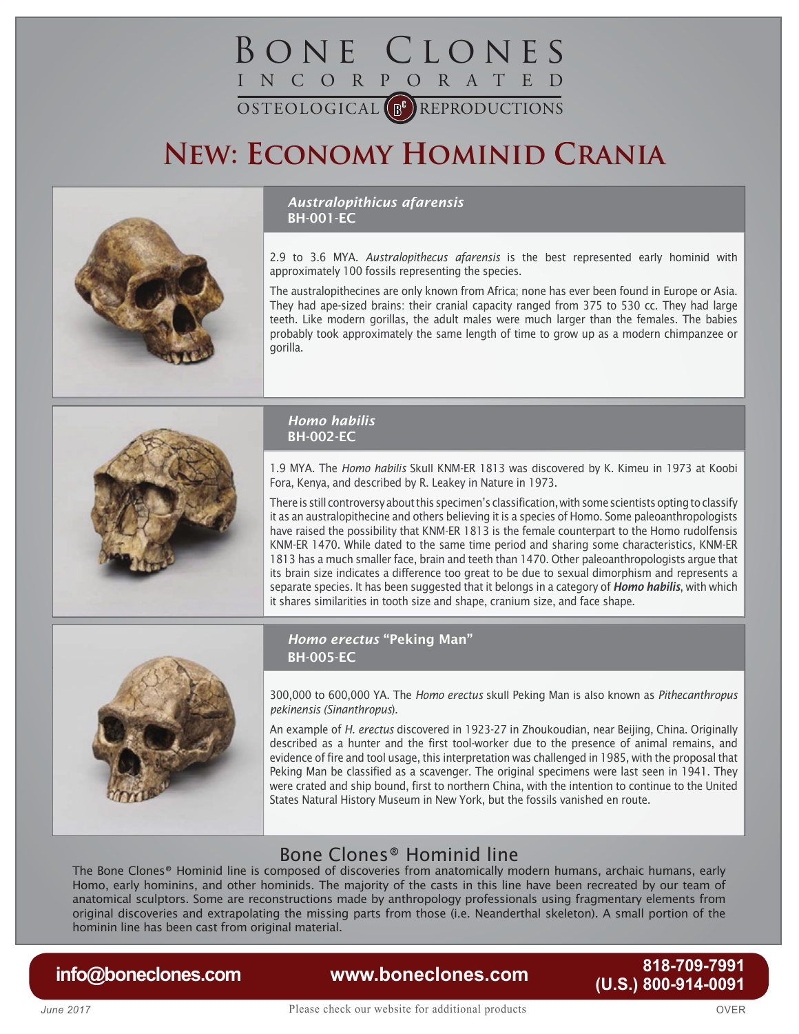# Bone Clones Incorporated

OSTEOLOGICAL REPRODUCTIONS

# New: Economy Hominid Crania

## *Australopithicus afarensis*
**BH-001-EC**

2.9 to 3.6 MYA. *Australopithecus afarensis* is the best represented early hominid with approximately 100 fossils representing the species.

The australopithecines are only known from Africa; none has ever been found in Europe or Asia. They had ape-sized brains: their cranial capacity ranged from 375 to 530 cc. They had large teeth. Like modern gorillas, the adult males were much larger than the females. The babies probably took approximately the same length of time to grow up as a modern chimpanzee or gorilla.

## *Homo habilis*
**BH-002-EC**

1.9 MYA. The *Homo habilis* Skull KNM-ER 1813 was discovered by K. Kimeu in 1973 at Koobi Fora, Kenya, and described by R. Leakey in Nature in 1973.

There is still controversy about this specimen's classification, with some scientists opting to classify it as an australopithecine and others believing it is a species of Homo. Some paleoanthropologists have raised the possibility that KNM-ER 1813 is the female counterpart to the Homo rudolfensis KNM-ER 1470. While dated to the same time period and sharing some characteristics, KNM-ER 1813 has a much smaller face, brain and teeth than 1470. Other paleoanthropologists argue that its brain size indicates a difference too great to be due to sexual dimorphism and represents a separate species. It has been suggested that it belongs in a category of ***Homo habilis***, with which it shares similarities in tooth size and shape, cranium size, and face shape.

## *Homo erectus* "Peking Man"
**BH-005-EC**

300,000 to 600,000 YA. The *Homo erectus* skull Peking Man is also known as *Pithecanthropus pekinensis (Sinanthropus)*.

An example of *H. erectus* discovered in 1923-27 in Zhoukoudian, near Beijing, China. Originally described as a hunter and the first tool-worker due to the presence of animal remains, and evidence of fire and tool usage, this interpretation was challenged in 1985, with the proposal that Peking Man be classified as a scavenger. The original specimens were last seen in 1941. They were crated and ship bound, first to northern China, with the intention to continue to the United States Natural History Museum in New York, but the fossils vanished en route.

## Bone Clones® Hominid line

The Bone Clones® Hominid line is composed of discoveries from anatomically modern humans, archaic humans, early Homo, early hominins, and other hominids. The majority of the casts in this line have been recreated by our team of anatomical sculptors. Some are reconstructions made by anthropology professionals using fragmentary elements from original discoveries and extrapolating the missing parts from those (i.e. Neanderthal skeleton). A small portion of the hominin line has been cast from original material.

**info@boneclones.com** | **www.boneclones.com** | **818-709-7991** | **(U.S.) 800-914-0091**

June 2017

Please check our website for additional products

OVER